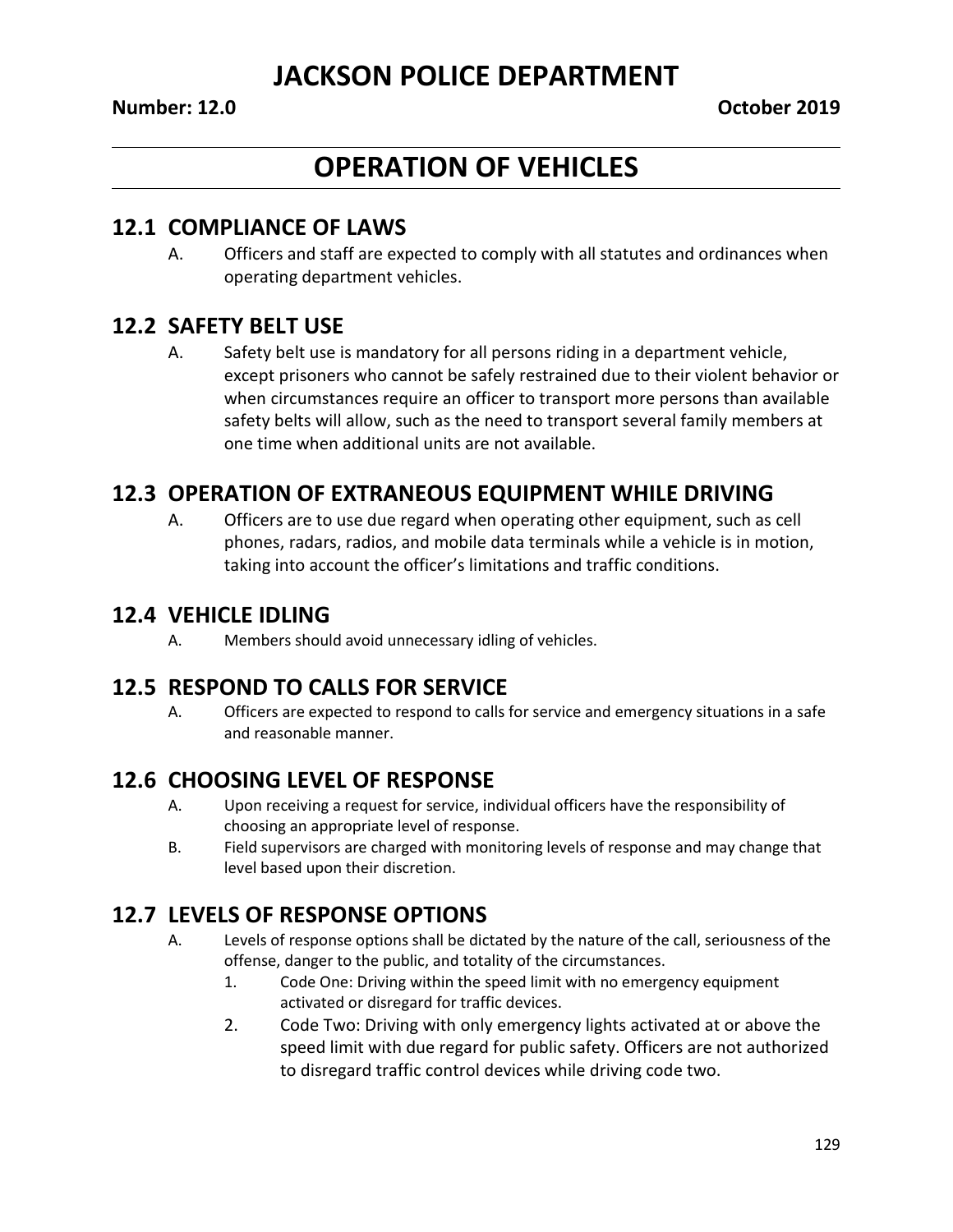# JACKSON POLICE DEPARTMENT

**Number: 12.0** **October 2019**

# OPERATION OF VEHICLES

## 12.1 COMPLIANCE OF LAWS

A. Officers and staff are expected to comply with all statutes and ordinances when operating department vehicles.

## 12.2 SAFETY BELT USE

A. Safety belt use is mandatory for all persons riding in a department vehicle, except prisoners who cannot be safely restrained due to their violent behavior or when circumstances require an officer to transport more persons than available safety belts will allow, such as the need to transport several family members at one time when additional units are not available.

## 12.3 OPERATION OF EXTRANEOUS EQUIPMENT WHILE DRIVING

A. Officers are to use due regard when operating other equipment, such as cell phones, radars, radios, and mobile data terminals while a vehicle is in motion, taking into account the officer's limitations and traffic conditions.

## 12.4 VEHICLE IDLING

A. Members should avoid unnecessary idling of vehicles.

## 12.5 RESPOND TO CALLS FOR SERVICE

A. Officers are expected to respond to calls for service and emergency situations in a safe and reasonable manner.

## 12.6 CHOOSING LEVEL OF RESPONSE

A. Upon receiving a request for service, individual officers have the responsibility of choosing an appropriate level of response.

B. Field supervisors are charged with monitoring levels of response and may change that level based upon their discretion.

## 12.7 LEVELS OF RESPONSE OPTIONS

A. Levels of response options shall be dictated by the nature of the call, seriousness of the offense, danger to the public, and totality of the circumstances.

1. Code One: Driving within the speed limit with no emergency equipment activated or disregard for traffic devices.
2. Code Two: Driving with only emergency lights activated at or above the speed limit with due regard for public safety. Officers are not authorized to disregard traffic control devices while driving code two.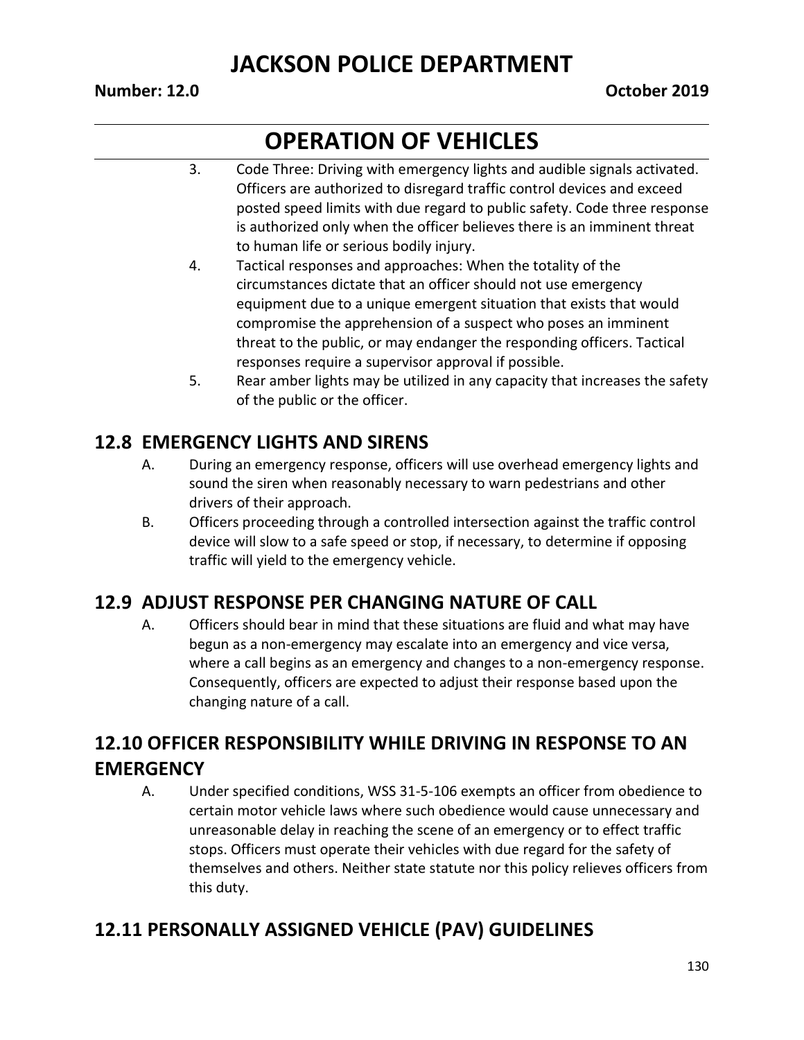3. Code Three: Driving with emergency lights and audible signals activated. Officers are authorized to disregard traffic control devices and exceed posted speed limits with due regard to public safety. Code three response is authorized only when the officer believes there is an imminent threat to human life or serious bodily injury.
4. Tactical responses and approaches: When the totality of the circumstances dictate that an officer should not use emergency equipment due to a unique emergent situation that exists that would compromise the apprehension of a suspect who poses an imminent threat to the public, or may endanger the responding officers. Tactical responses require a supervisor approval if possible.
5. Rear amber lights may be utilized in any capacity that increases the safety of the public or the officer.

## 12.8 EMERGENCY LIGHTS AND SIRENS

A. During an emergency response, officers will use overhead emergency lights and sound the siren when reasonably necessary to warn pedestrians and other drivers of their approach.

B. Officers proceeding through a controlled intersection against the traffic control device will slow to a safe speed or stop, if necessary, to determine if opposing traffic will yield to the emergency vehicle.

## 12.9 ADJUST RESPONSE PER CHANGING NATURE OF CALL

A. Officers should bear in mind that these situations are fluid and what may have begun as a non-emergency may escalate into an emergency and vice versa, where a call begins as an emergency and changes to a non-emergency response. Consequently, officers are expected to adjust their response based upon the changing nature of a call.

## 12.10 OFFICER RESPONSIBILITY WHILE DRIVING IN RESPONSE TO AN EMERGENCY

A. Under specified conditions, WSS 31-5-106 exempts an officer from obedience to certain motor vehicle laws where such obedience would cause unnecessary and unreasonable delay in reaching the scene of an emergency or to effect traffic stops. Officers must operate their vehicles with due regard for the safety of themselves and others. Neither state statute nor this policy relieves officers from this duty.

## 12.11 PERSONALLY ASSIGNED VEHICLE (PAV) GUIDELINES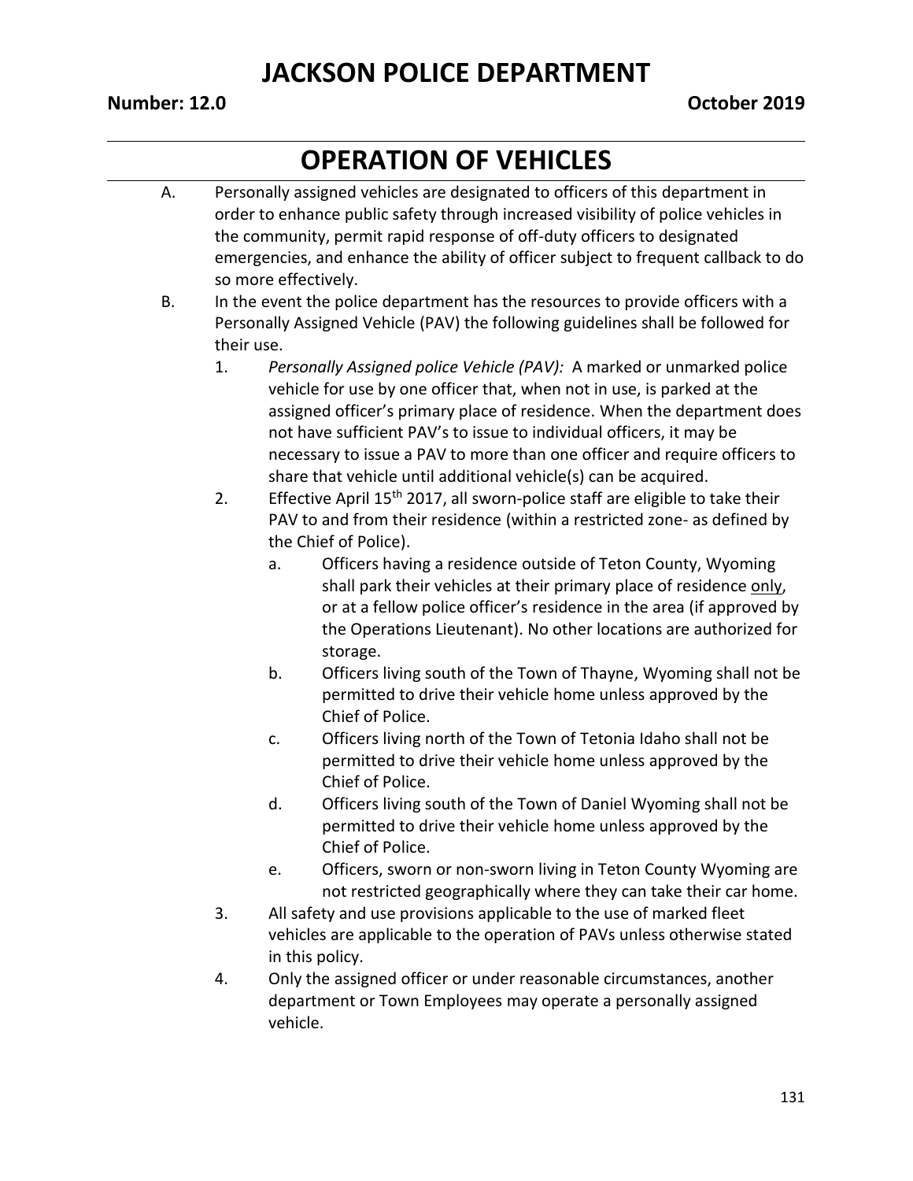# JACKSON POLICE DEPARTMENT

**Number: 12.0** **October 2019**

## OPERATION OF VEHICLES

A. Personally assigned vehicles are designated to officers of this department in order to enhance public safety through increased visibility of police vehicles in the community, permit rapid response of off-duty officers to designated emergencies, and enhance the ability of officer subject to frequent callback to do so more effectively.

B. In the event the police department has the resources to provide officers with a Personally Assigned Vehicle (PAV) the following guidelines shall be followed for their use.

1. *Personally Assigned police Vehicle (PAV):* A marked or unmarked police vehicle for use by one officer that, when not in use, is parked at the assigned officer's primary place of residence. When the department does not have sufficient PAV's to issue to individual officers, it may be necessary to issue a PAV to more than one officer and require officers to share that vehicle until additional vehicle(s) can be acquired.

2. Effective April 15th 2017, all sworn-police staff are eligible to take their PAV to and from their residence (within a restricted zone- as defined by the Chief of Police).

   a. Officers having a residence outside of Teton County, Wyoming shall park their vehicles at their primary place of residence only, or at a fellow police officer's residence in the area (if approved by the Operations Lieutenant). No other locations are authorized for storage.

   b. Officers living south of the Town of Thayne, Wyoming shall not be permitted to drive their vehicle home unless approved by the Chief of Police.

   c. Officers living north of the Town of Tetonia Idaho shall not be permitted to drive their vehicle home unless approved by the Chief of Police.

   d. Officers living south of the Town of Daniel Wyoming shall not be permitted to drive their vehicle home unless approved by the Chief of Police.

   e. Officers, sworn or non-sworn living in Teton County Wyoming are not restricted geographically where they can take their car home.

3. All safety and use provisions applicable to the use of marked fleet vehicles are applicable to the operation of PAVs unless otherwise stated in this policy.

4. Only the assigned officer or under reasonable circumstances, another department or Town Employees may operate a personally assigned vehicle.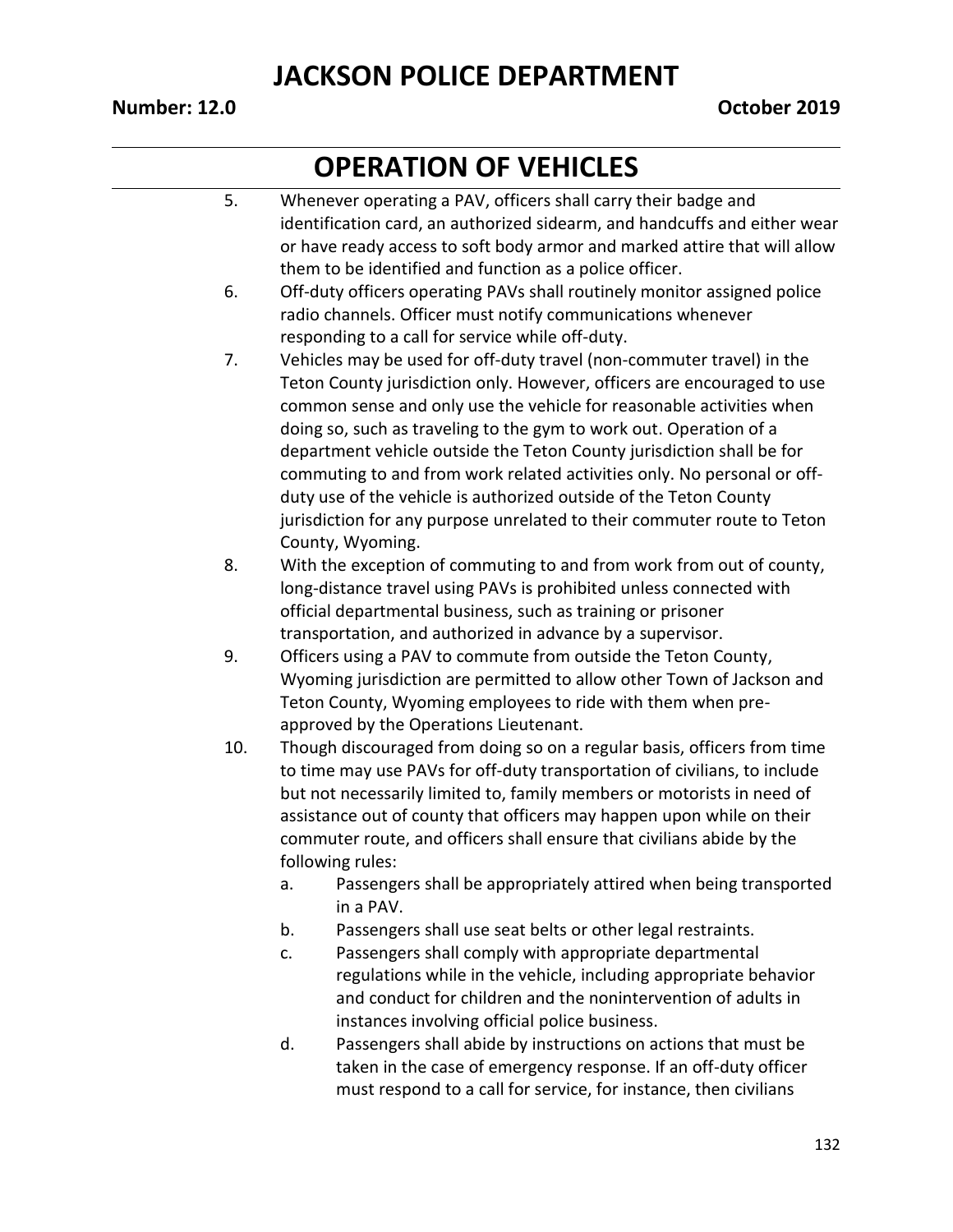5. Whenever operating a PAV, officers shall carry their badge and identification card, an authorized sidearm, and handcuffs and either wear or have ready access to soft body armor and marked attire that will allow them to be identified and function as a police officer.
6. Off-duty officers operating PAVs shall routinely monitor assigned police radio channels. Officer must notify communications whenever responding to a call for service while off-duty.
7. Vehicles may be used for off-duty travel (non-commuter travel) in the Teton County jurisdiction only. However, officers are encouraged to use common sense and only use the vehicle for reasonable activities when doing so, such as traveling to the gym to work out. Operation of a department vehicle outside the Teton County jurisdiction shall be for commuting to and from work related activities only. No personal or off-duty use of the vehicle is authorized outside of the Teton County jurisdiction for any purpose unrelated to their commuter route to Teton County, Wyoming.
8. With the exception of commuting to and from work from out of county, long-distance travel using PAVs is prohibited unless connected with official departmental business, such as training or prisoner transportation, and authorized in advance by a supervisor.
9. Officers using a PAV to commute from outside the Teton County, Wyoming jurisdiction are permitted to allow other Town of Jackson and Teton County, Wyoming employees to ride with them when pre-approved by the Operations Lieutenant.
10. Though discouraged from doing so on a regular basis, officers from time to time may use PAVs for off-duty transportation of civilians, to include but not necessarily limited to, family members or motorists in need of assistance out of county that officers may happen upon while on their commuter route, and officers shall ensure that civilians abide by the following rules:
    a. Passengers shall be appropriately attired when being transported in a PAV.
    b. Passengers shall use seat belts or other legal restraints.
    c. Passengers shall comply with appropriate departmental regulations while in the vehicle, including appropriate behavior and conduct for children and the nonintervention of adults in instances involving official police business.
    d. Passengers shall abide by instructions on actions that must be taken in the case of emergency response. If an off-duty officer must respond to a call for service, for instance, then civilians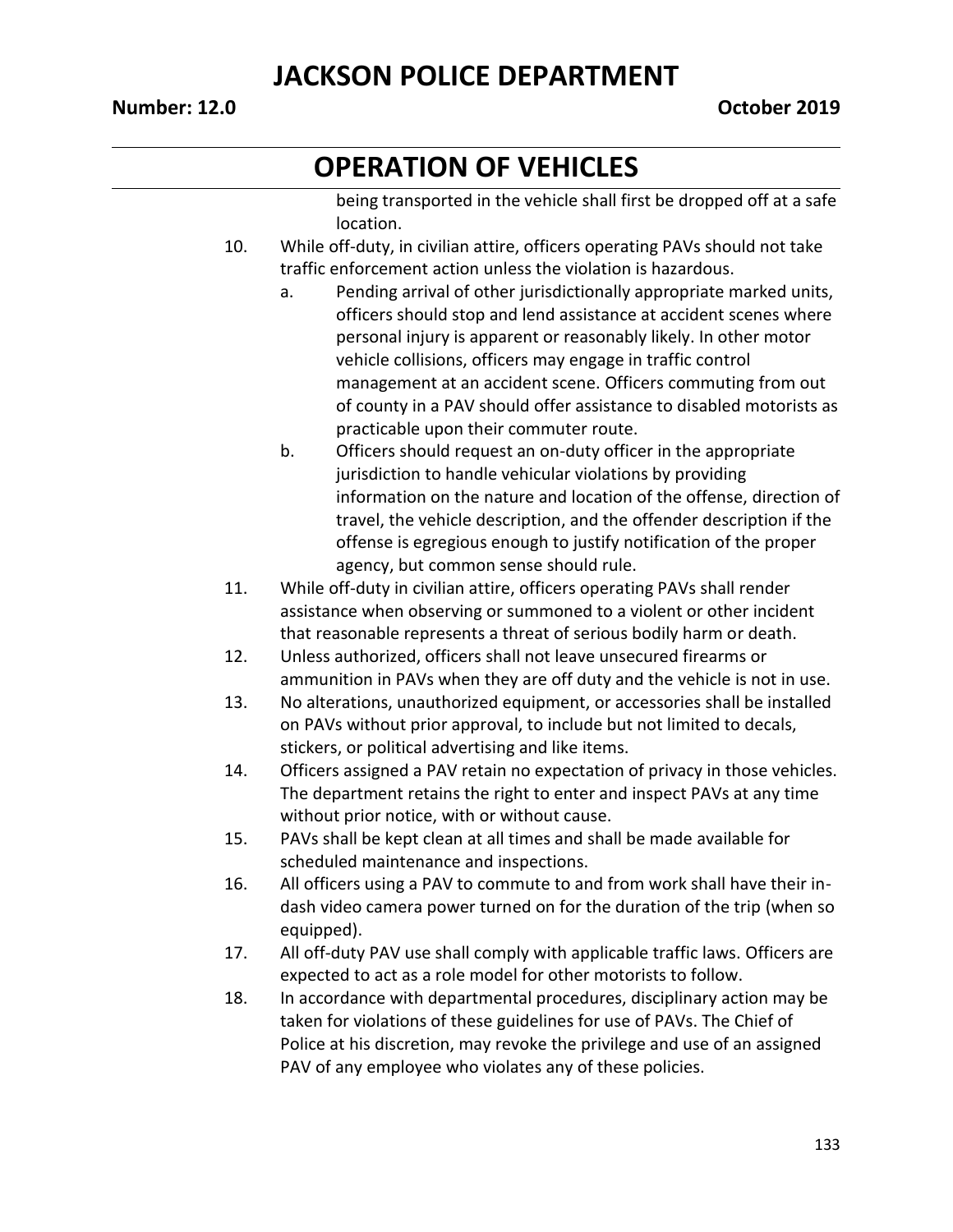# OPERATION OF VEHICLES

being transported in the vehicle shall first be dropped off at a safe location.

10. While off-duty, in civilian attire, officers operating PAVs should not take traffic enforcement action unless the violation is hazardous.
    a. Pending arrival of other jurisdictionally appropriate marked units, officers should stop and lend assistance at accident scenes where personal injury is apparent or reasonably likely. In other motor vehicle collisions, officers may engage in traffic control management at an accident scene. Officers commuting from out of county in a PAV should offer assistance to disabled motorists as practicable upon their commuter route.
    b. Officers should request an on-duty officer in the appropriate jurisdiction to handle vehicular violations by providing information on the nature and location of the offense, direction of travel, the vehicle description, and the offender description if the offense is egregious enough to justify notification of the proper agency, but common sense should rule.
11. While off-duty in civilian attire, officers operating PAVs shall render assistance when observing or summoned to a violent or other incident that reasonable represents a threat of serious bodily harm or death.
12. Unless authorized, officers shall not leave unsecured firearms or ammunition in PAVs when they are off duty and the vehicle is not in use.
13. No alterations, unauthorized equipment, or accessories shall be installed on PAVs without prior approval, to include but not limited to decals, stickers, or political advertising and like items.
14. Officers assigned a PAV retain no expectation of privacy in those vehicles. The department retains the right to enter and inspect PAVs at any time without prior notice, with or without cause.
15. PAVs shall be kept clean at all times and shall be made available for scheduled maintenance and inspections.
16. All officers using a PAV to commute to and from work shall have their in-dash video camera power turned on for the duration of the trip (when so equipped).
17. All off-duty PAV use shall comply with applicable traffic laws. Officers are expected to act as a role model for other motorists to follow.
18. In accordance with departmental procedures, disciplinary action may be taken for violations of these guidelines for use of PAVs. The Chief of Police at his discretion, may revoke the privilege and use of an assigned PAV of any employee who violates any of these policies.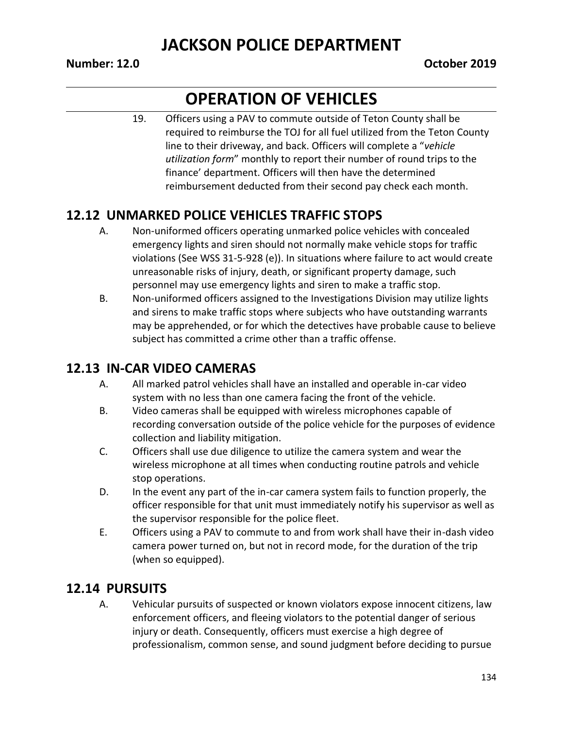19. Officers using a PAV to commute outside of Teton County shall be required to reimburse the TOJ for all fuel utilized from the Teton County line to their driveway, and back. Officers will complete a "*vehicle utilization form*" monthly to report their number of round trips to the finance' department. Officers will then have the determined reimbursement deducted from their second pay check each month.

## 12.12 UNMARKED POLICE VEHICLES TRAFFIC STOPS

A. Non-uniformed officers operating unmarked police vehicles with concealed emergency lights and siren should not normally make vehicle stops for traffic violations (See WSS 31-5-928 (e)). In situations where failure to act would create unreasonable risks of injury, death, or significant property damage, such personnel may use emergency lights and siren to make a traffic stop.

B. Non-uniformed officers assigned to the Investigations Division may utilize lights and sirens to make traffic stops where subjects who have outstanding warrants may be apprehended, or for which the detectives have probable cause to believe subject has committed a crime other than a traffic offense.

## 12.13 IN-CAR VIDEO CAMERAS

A. All marked patrol vehicles shall have an installed and operable in-car video system with no less than one camera facing the front of the vehicle.

B. Video cameras shall be equipped with wireless microphones capable of recording conversation outside of the police vehicle for the purposes of evidence collection and liability mitigation.

C. Officers shall use due diligence to utilize the camera system and wear the wireless microphone at all times when conducting routine patrols and vehicle stop operations.

D. In the event any part of the in-car camera system fails to function properly, the officer responsible for that unit must immediately notify his supervisor as well as the supervisor responsible for the police fleet.

E. Officers using a PAV to commute to and from work shall have their in-dash video camera power turned on, but not in record mode, for the duration of the trip (when so equipped).

## 12.14 PURSUITS

A. Vehicular pursuits of suspected or known violators expose innocent citizens, law enforcement officers, and fleeing violators to the potential danger of serious injury or death. Consequently, officers must exercise a high degree of professionalism, common sense, and sound judgment before deciding to pursue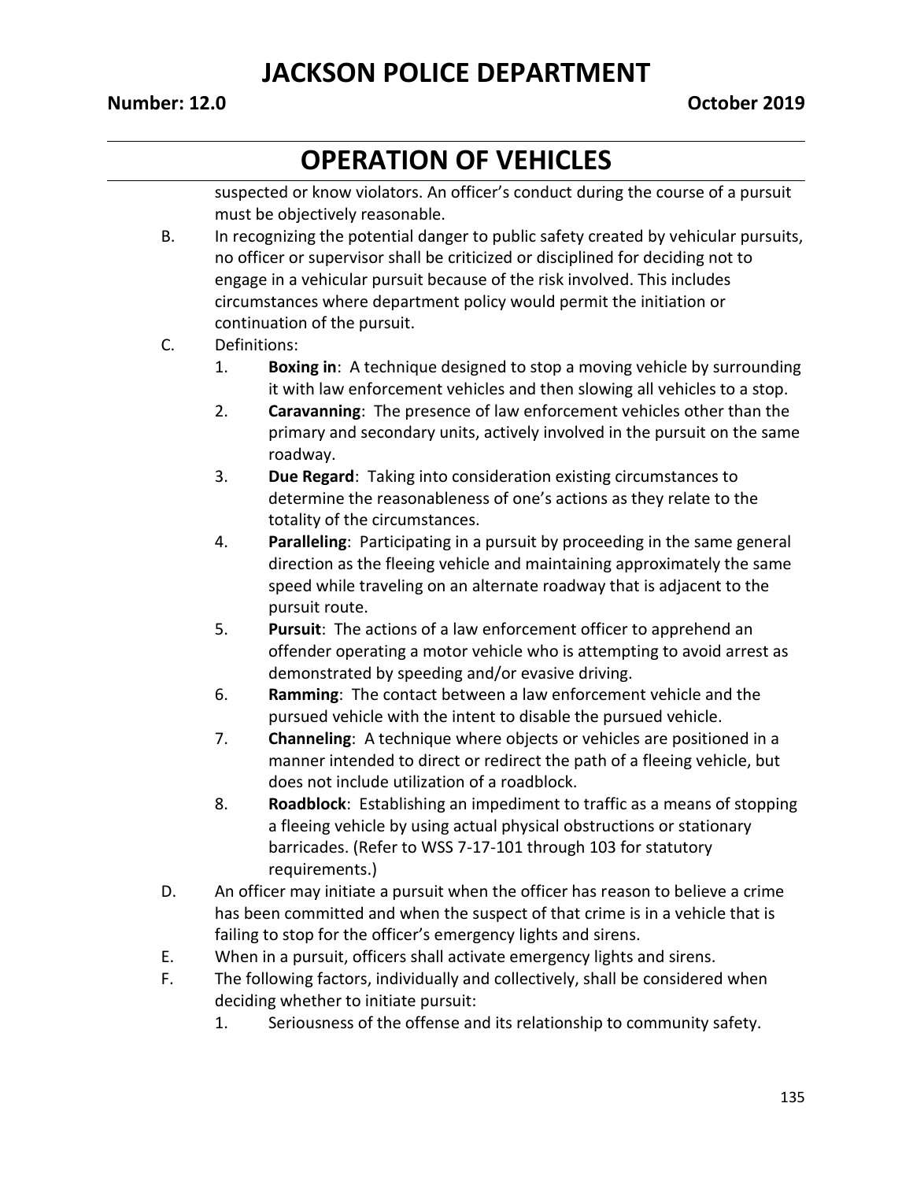suspected or know violators. An officer's conduct during the course of a pursuit must be objectively reasonable.

B. In recognizing the potential danger to public safety created by vehicular pursuits, no officer or supervisor shall be criticized or disciplined for deciding not to engage in a vehicular pursuit because of the risk involved. This includes circumstances where department policy would permit the initiation or continuation of the pursuit.

C. Definitions:
   1. **Boxing in**: A technique designed to stop a moving vehicle by surrounding it with law enforcement vehicles and then slowing all vehicles to a stop.
   2. **Caravanning**: The presence of law enforcement vehicles other than the primary and secondary units, actively involved in the pursuit on the same roadway.
   3. **Due Regard**: Taking into consideration existing circumstances to determine the reasonableness of one's actions as they relate to the totality of the circumstances.
   4. **Paralleling**: Participating in a pursuit by proceeding in the same general direction as the fleeing vehicle and maintaining approximately the same speed while traveling on an alternate roadway that is adjacent to the pursuit route.
   5. **Pursuit**: The actions of a law enforcement officer to apprehend an offender operating a motor vehicle who is attempting to avoid arrest as demonstrated by speeding and/or evasive driving.
   6. **Ramming**: The contact between a law enforcement vehicle and the pursued vehicle with the intent to disable the pursued vehicle.
   7. **Channeling**: A technique where objects or vehicles are positioned in a manner intended to direct or redirect the path of a fleeing vehicle, but does not include utilization of a roadblock.
   8. **Roadblock**: Establishing an impediment to traffic as a means of stopping a fleeing vehicle by using actual physical obstructions or stationary barricades. (Refer to WSS 7-17-101 through 103 for statutory requirements.)

D. An officer may initiate a pursuit when the officer has reason to believe a crime has been committed and when the suspect of that crime is in a vehicle that is failing to stop for the officer's emergency lights and sirens.

E. When in a pursuit, officers shall activate emergency lights and sirens.

F. The following factors, individually and collectively, shall be considered when deciding whether to initiate pursuit:
   1. Seriousness of the offense and its relationship to community safety.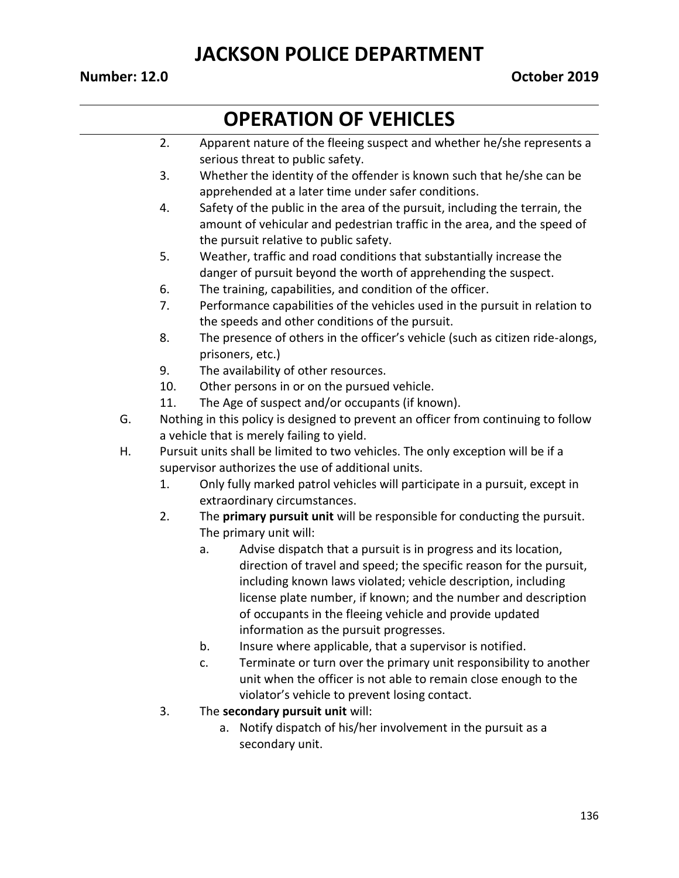# OPERATION OF VEHICLES

2. Apparent nature of the fleeing suspect and whether he/she represents a serious threat to public safety.
3. Whether the identity of the offender is known such that he/she can be apprehended at a later time under safer conditions.
4. Safety of the public in the area of the pursuit, including the terrain, the amount of vehicular and pedestrian traffic in the area, and the speed of the pursuit relative to public safety.
5. Weather, traffic and road conditions that substantially increase the danger of pursuit beyond the worth of apprehending the suspect.
6. The training, capabilities, and condition of the officer.
7. Performance capabilities of the vehicles used in the pursuit in relation to the speeds and other conditions of the pursuit.
8. The presence of others in the officer's vehicle (such as citizen ride-alongs, prisoners, etc.)
9. The availability of other resources.
10. Other persons in or on the pursued vehicle.
11. The Age of suspect and/or occupants (if known).

G. Nothing in this policy is designed to prevent an officer from continuing to follow a vehicle that is merely failing to yield.

H. Pursuit units shall be limited to two vehicles. The only exception will be if a supervisor authorizes the use of additional units.

1. Only fully marked patrol vehicles will participate in a pursuit, except in extraordinary circumstances.
2. The **primary pursuit unit** will be responsible for conducting the pursuit. The primary unit will:
   a. Advise dispatch that a pursuit is in progress and its location, direction of travel and speed; the specific reason for the pursuit, including known laws violated; vehicle description, including license plate number, if known; and the number and description of occupants in the fleeing vehicle and provide updated information as the pursuit progresses.
   b. Insure where applicable, that a supervisor is notified.
   c. Terminate or turn over the primary unit responsibility to another unit when the officer is not able to remain close enough to the violator's vehicle to prevent losing contact.
3. The **secondary pursuit unit** will:
   a. Notify dispatch of his/her involvement in the pursuit as a secondary unit.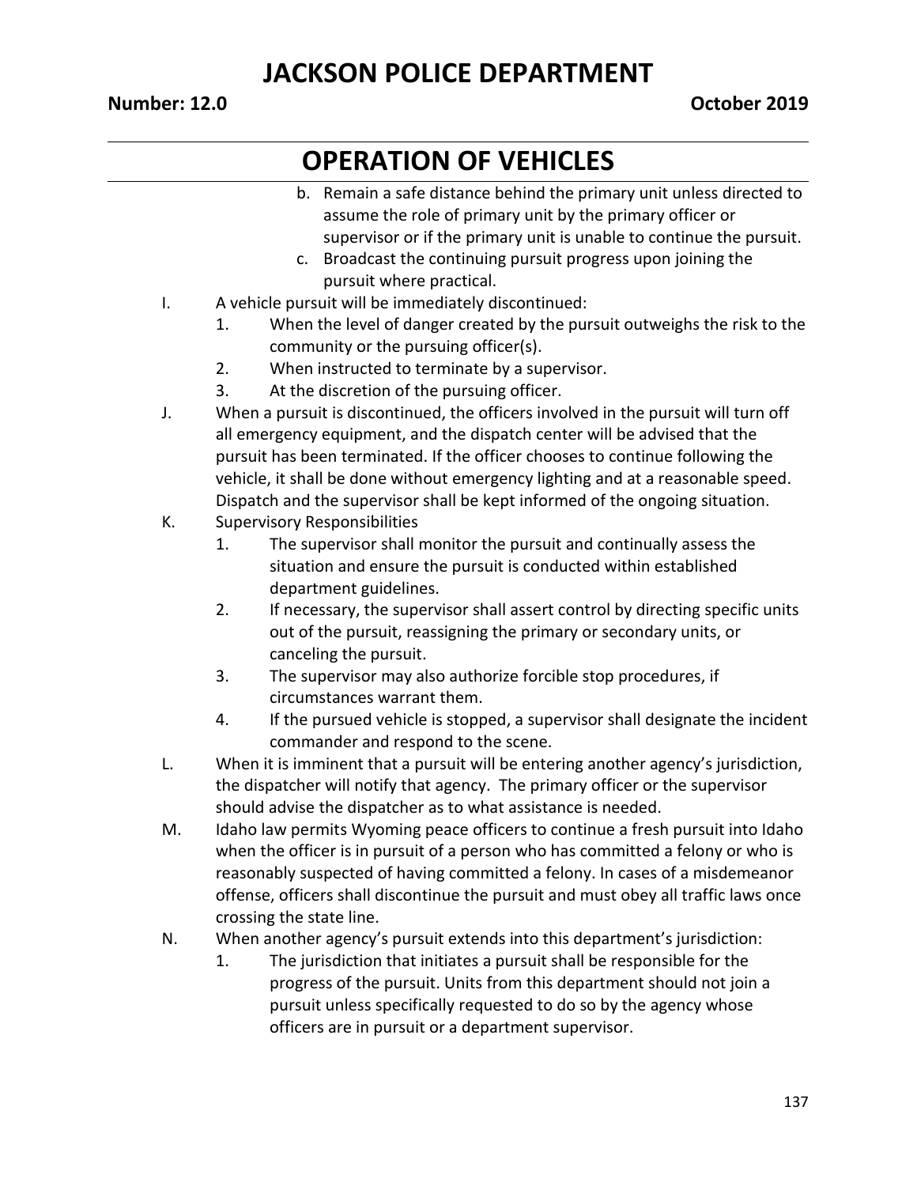b. Remain a safe distance behind the primary unit unless directed to assume the role of primary unit by the primary officer or supervisor or if the primary unit is unable to continue the pursuit.

c. Broadcast the continuing pursuit progress upon joining the pursuit where practical.

I. A vehicle pursuit will be immediately discontinued:

1. When the level of danger created by the pursuit outweighs the risk to the community or the pursuing officer(s).
2. When instructed to terminate by a supervisor.
3. At the discretion of the pursuing officer.

J. When a pursuit is discontinued, the officers involved in the pursuit will turn off all emergency equipment, and the dispatch center will be advised that the pursuit has been terminated. If the officer chooses to continue following the vehicle, it shall be done without emergency lighting and at a reasonable speed. Dispatch and the supervisor shall be kept informed of the ongoing situation.

K. Supervisory Responsibilities

1. The supervisor shall monitor the pursuit and continually assess the situation and ensure the pursuit is conducted within established department guidelines.
2. If necessary, the supervisor shall assert control by directing specific units out of the pursuit, reassigning the primary or secondary units, or canceling the pursuit.
3. The supervisor may also authorize forcible stop procedures, if circumstances warrant them.
4. If the pursued vehicle is stopped, a supervisor shall designate the incident commander and respond to the scene.

L. When it is imminent that a pursuit will be entering another agency's jurisdiction, the dispatcher will notify that agency. The primary officer or the supervisor should advise the dispatcher as to what assistance is needed.

M. Idaho law permits Wyoming peace officers to continue a fresh pursuit into Idaho when the officer is in pursuit of a person who has committed a felony or who is reasonably suspected of having committed a felony. In cases of a misdemeanor offense, officers shall discontinue the pursuit and must obey all traffic laws once crossing the state line.

N. When another agency's pursuit extends into this department's jurisdiction:

1. The jurisdiction that initiates a pursuit shall be responsible for the progress of the pursuit. Units from this department should not join a pursuit unless specifically requested to do so by the agency whose officers are in pursuit or a department supervisor.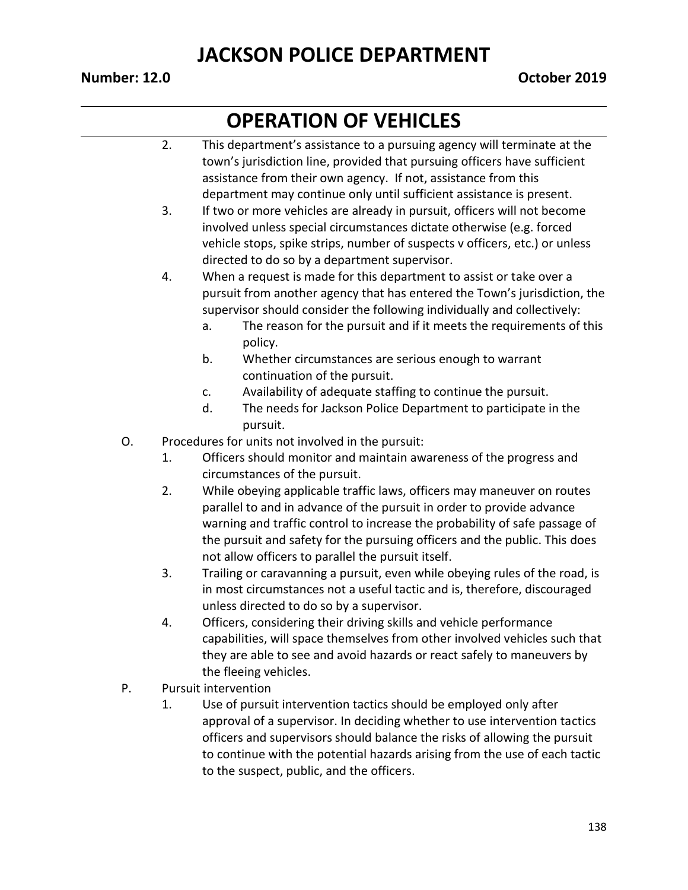2. This department's assistance to a pursuing agency will terminate at the town's jurisdiction line, provided that pursuing officers have sufficient assistance from their own agency. If not, assistance from this department may continue only until sufficient assistance is present.
3. If two or more vehicles are already in pursuit, officers will not become involved unless special circumstances dictate otherwise (e.g. forced vehicle stops, spike strips, number of suspects v officers, etc.) or unless directed to do so by a department supervisor.
4. When a request is made for this department to assist or take over a pursuit from another agency that has entered the Town's jurisdiction, the supervisor should consider the following individually and collectively:
   a. The reason for the pursuit and if it meets the requirements of this policy.
   b. Whether circumstances are serious enough to warrant continuation of the pursuit.
   c. Availability of adequate staffing to continue the pursuit.
   d. The needs for Jackson Police Department to participate in the pursuit.

O. Procedures for units not involved in the pursuit:
   1. Officers should monitor and maintain awareness of the progress and circumstances of the pursuit.
   2. While obeying applicable traffic laws, officers may maneuver on routes parallel to and in advance of the pursuit in order to provide advance warning and traffic control to increase the probability of safe passage of the pursuit and safety for the pursuing officers and the public. This does not allow officers to parallel the pursuit itself.
   3. Trailing or caravanning a pursuit, even while obeying rules of the road, is in most circumstances not a useful tactic and is, therefore, discouraged unless directed to do so by a supervisor.
   4. Officers, considering their driving skills and vehicle performance capabilities, will space themselves from other involved vehicles such that they are able to see and avoid hazards or react safely to maneuvers by the fleeing vehicles.

P. Pursuit intervention
   1. Use of pursuit intervention tactics should be employed only after approval of a supervisor. In deciding whether to use intervention tactics officers and supervisors should balance the risks of allowing the pursuit to continue with the potential hazards arising from the use of each tactic to the suspect, public, and the officers.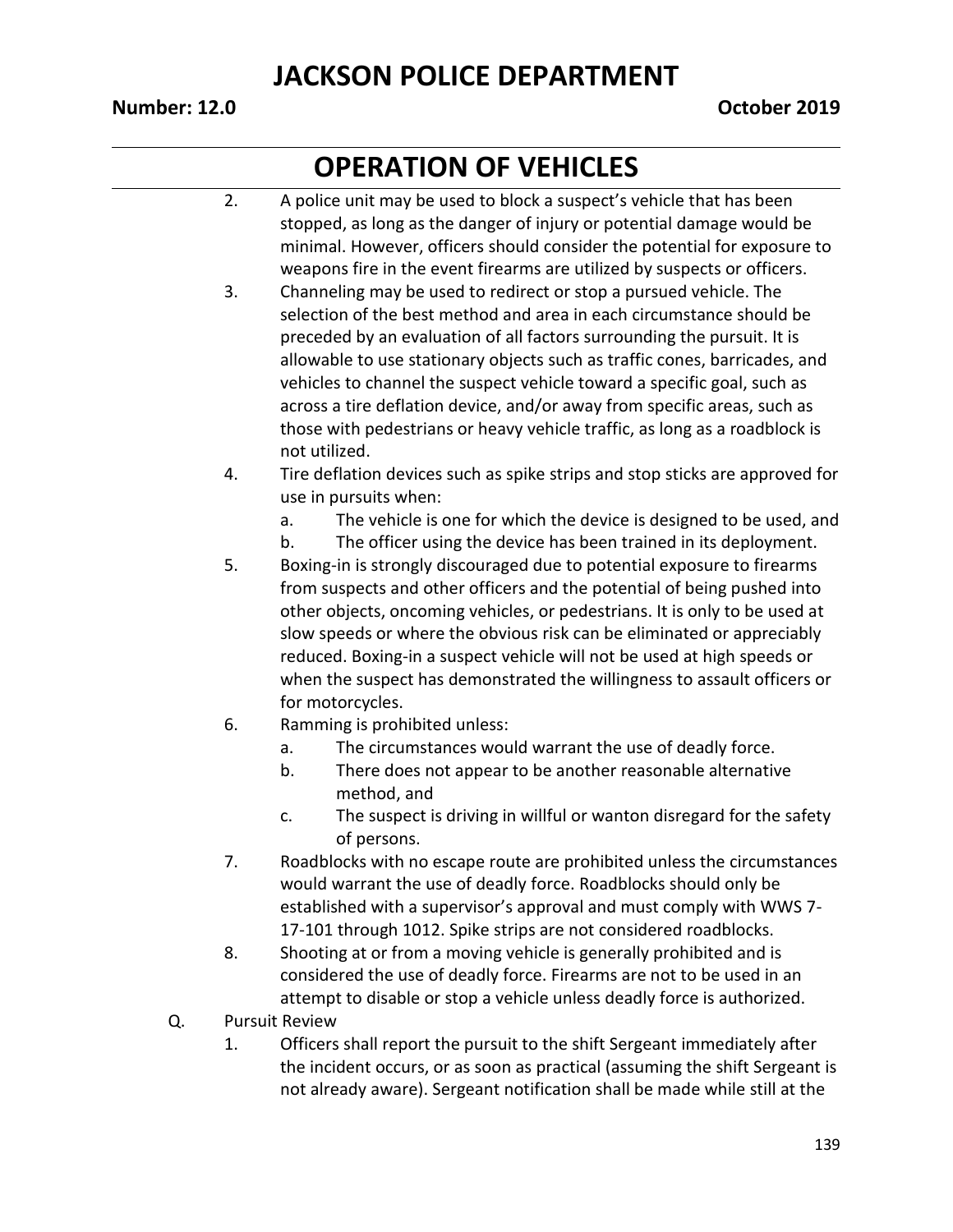2. A police unit may be used to block a suspect's vehicle that has been stopped, as long as the danger of injury or potential damage would be minimal. However, officers should consider the potential for exposure to weapons fire in the event firearms are utilized by suspects or officers.
3. Channeling may be used to redirect or stop a pursued vehicle. The selection of the best method and area in each circumstance should be preceded by an evaluation of all factors surrounding the pursuit. It is allowable to use stationary objects such as traffic cones, barricades, and vehicles to channel the suspect vehicle toward a specific goal, such as across a tire deflation device, and/or away from specific areas, such as those with pedestrians or heavy vehicle traffic, as long as a roadblock is not utilized.
4. Tire deflation devices such as spike strips and stop sticks are approved for use in pursuits when:
   a. The vehicle is one for which the device is designed to be used, and
   b. The officer using the device has been trained in its deployment.
5. Boxing-in is strongly discouraged due to potential exposure to firearms from suspects and other officers and the potential of being pushed into other objects, oncoming vehicles, or pedestrians. It is only to be used at slow speeds or where the obvious risk can be eliminated or appreciably reduced. Boxing-in a suspect vehicle will not be used at high speeds or when the suspect has demonstrated the willingness to assault officers or for motorcycles.
6. Ramming is prohibited unless:
   a. The circumstances would warrant the use of deadly force.
   b. There does not appear to be another reasonable alternative method, and
   c. The suspect is driving in willful or wanton disregard for the safety of persons.
7. Roadblocks with no escape route are prohibited unless the circumstances would warrant the use of deadly force. Roadblocks should only be established with a supervisor's approval and must comply with WWS 7-17-101 through 1012. Spike strips are not considered roadblocks.
8. Shooting at or from a moving vehicle is generally prohibited and is considered the use of deadly force. Firearms are not to be used in an attempt to disable or stop a vehicle unless deadly force is authorized.

Q. Pursuit Review
   1. Officers shall report the pursuit to the shift Sergeant immediately after the incident occurs, or as soon as practical (assuming the shift Sergeant is not already aware). Sergeant notification shall be made while still at the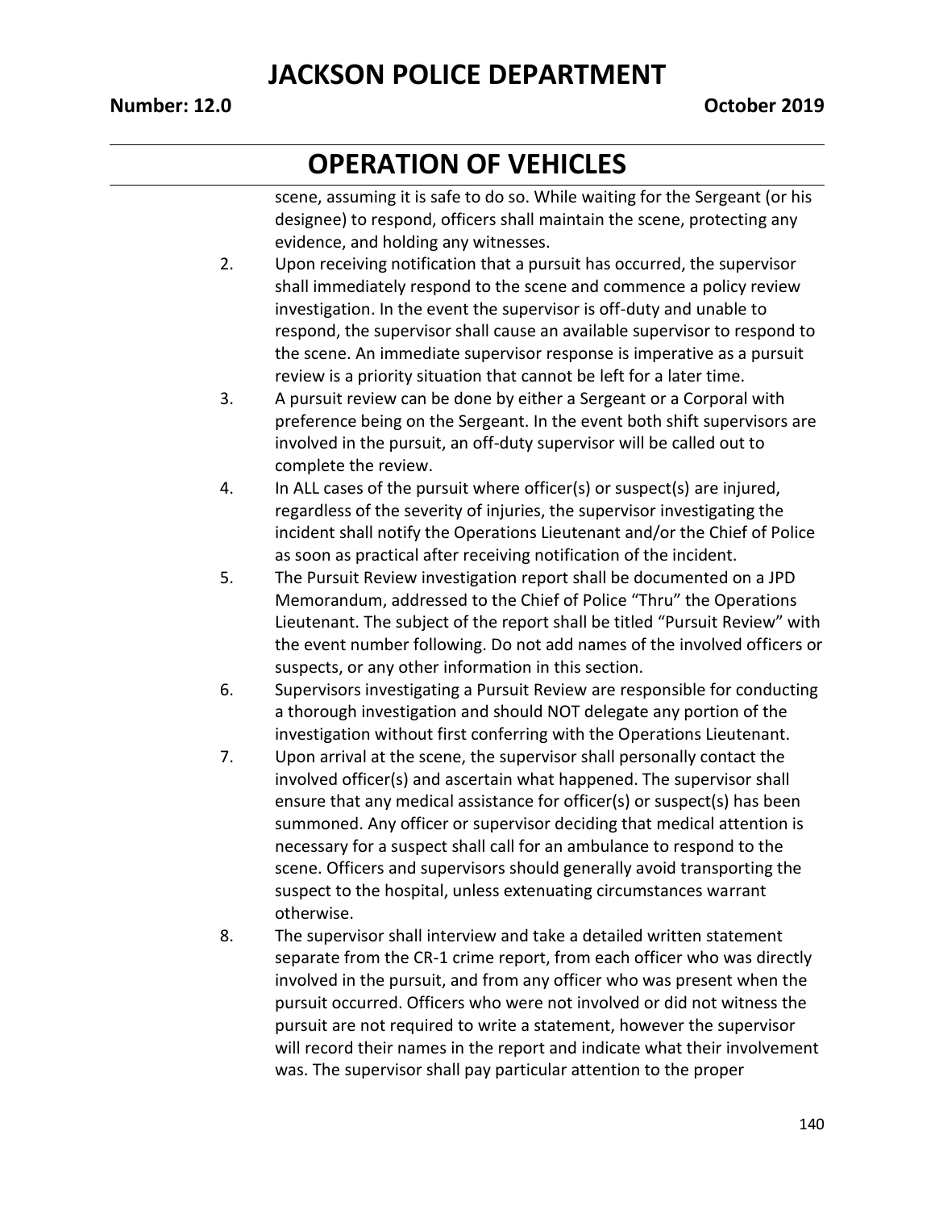scene, assuming it is safe to do so. While waiting for the Sergeant (or his designee) to respond, officers shall maintain the scene, protecting any evidence, and holding any witnesses.

2. Upon receiving notification that a pursuit has occurred, the supervisor shall immediately respond to the scene and commence a policy review investigation. In the event the supervisor is off-duty and unable to respond, the supervisor shall cause an available supervisor to respond to the scene. An immediate supervisor response is imperative as a pursuit review is a priority situation that cannot be left for a later time.
3. A pursuit review can be done by either a Sergeant or a Corporal with preference being on the Sergeant. In the event both shift supervisors are involved in the pursuit, an off-duty supervisor will be called out to complete the review.
4. In ALL cases of the pursuit where officer(s) or suspect(s) are injured, regardless of the severity of injuries, the supervisor investigating the incident shall notify the Operations Lieutenant and/or the Chief of Police as soon as practical after receiving notification of the incident.
5. The Pursuit Review investigation report shall be documented on a JPD Memorandum, addressed to the Chief of Police "Thru" the Operations Lieutenant. The subject of the report shall be titled "Pursuit Review" with the event number following. Do not add names of the involved officers or suspects, or any other information in this section.
6. Supervisors investigating a Pursuit Review are responsible for conducting a thorough investigation and should NOT delegate any portion of the investigation without first conferring with the Operations Lieutenant.
7. Upon arrival at the scene, the supervisor shall personally contact the involved officer(s) and ascertain what happened. The supervisor shall ensure that any medical assistance for officer(s) or suspect(s) has been summoned. Any officer or supervisor deciding that medical attention is necessary for a suspect shall call for an ambulance to respond to the scene. Officers and supervisors should generally avoid transporting the suspect to the hospital, unless extenuating circumstances warrant otherwise.
8. The supervisor shall interview and take a detailed written statement separate from the CR-1 crime report, from each officer who was directly involved in the pursuit, and from any officer who was present when the pursuit occurred. Officers who were not involved or did not witness the pursuit are not required to write a statement, however the supervisor will record their names in the report and indicate what their involvement was. The supervisor shall pay particular attention to the proper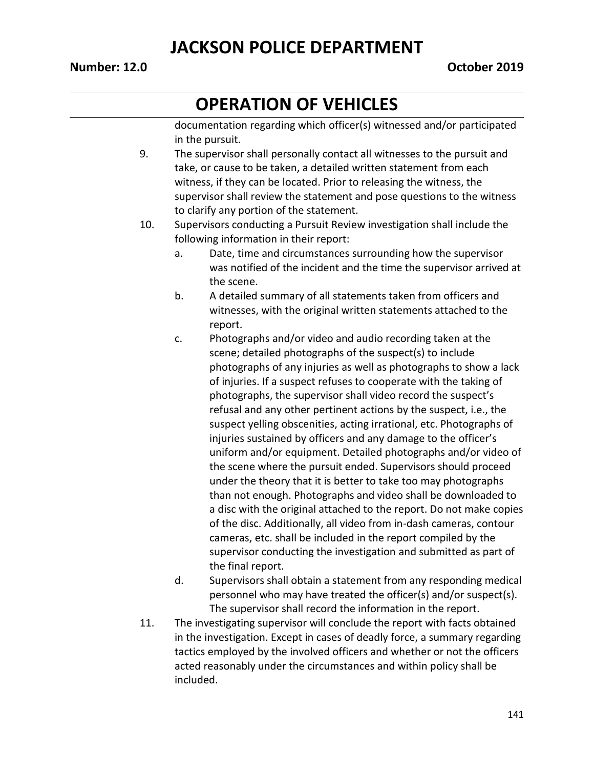documentation regarding which officer(s) witnessed and/or participated in the pursuit.

9. The supervisor shall personally contact all witnesses to the pursuit and take, or cause to be taken, a detailed written statement from each witness, if they can be located. Prior to releasing the witness, the supervisor shall review the statement and pose questions to the witness to clarify any portion of the statement.
10. Supervisors conducting a Pursuit Review investigation shall include the following information in their report:
    a. Date, time and circumstances surrounding how the supervisor was notified of the incident and the time the supervisor arrived at the scene.
    b. A detailed summary of all statements taken from officers and witnesses, with the original written statements attached to the report.
    c. Photographs and/or video and audio recording taken at the scene; detailed photographs of the suspect(s) to include photographs of any injuries as well as photographs to show a lack of injuries. If a suspect refuses to cooperate with the taking of photographs, the supervisor shall video record the suspect's refusal and any other pertinent actions by the suspect, i.e., the suspect yelling obscenities, acting irrational, etc. Photographs of injuries sustained by officers and any damage to the officer's uniform and/or equipment. Detailed photographs and/or video of the scene where the pursuit ended. Supervisors should proceed under the theory that it is better to take too may photographs than not enough. Photographs and video shall be downloaded to a disc with the original attached to the report. Do not make copies of the disc. Additionally, all video from in-dash cameras, contour cameras, etc. shall be included in the report compiled by the supervisor conducting the investigation and submitted as part of the final report.
    d. Supervisors shall obtain a statement from any responding medical personnel who may have treated the officer(s) and/or suspect(s). The supervisor shall record the information in the report.
11. The investigating supervisor will conclude the report with facts obtained in the investigation. Except in cases of deadly force, a summary regarding tactics employed by the involved officers and whether or not the officers acted reasonably under the circumstances and within policy shall be included.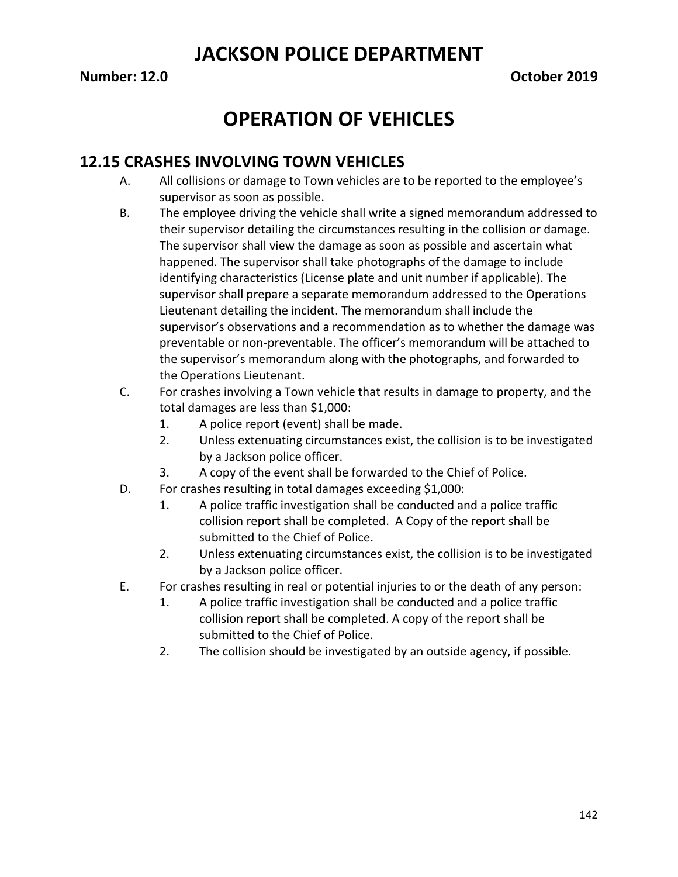# JACKSON POLICE DEPARTMENT

**Number: 12.0** **October 2019**

# OPERATION OF VEHICLES

## 12.15 CRASHES INVOLVING TOWN VEHICLES

A. All collisions or damage to Town vehicles are to be reported to the employee's supervisor as soon as possible.

B. The employee driving the vehicle shall write a signed memorandum addressed to their supervisor detailing the circumstances resulting in the collision or damage. The supervisor shall view the damage as soon as possible and ascertain what happened. The supervisor shall take photographs of the damage to include identifying characteristics (License plate and unit number if applicable). The supervisor shall prepare a separate memorandum addressed to the Operations Lieutenant detailing the incident. The memorandum shall include the supervisor's observations and a recommendation as to whether the damage was preventable or non-preventable. The officer's memorandum will be attached to the supervisor's memorandum along with the photographs, and forwarded to the Operations Lieutenant.

C. For crashes involving a Town vehicle that results in damage to property, and the total damages are less than $1,000:
   1. A police report (event) shall be made.
   2. Unless extenuating circumstances exist, the collision is to be investigated by a Jackson police officer.
   3. A copy of the event shall be forwarded to the Chief of Police.

D. For crashes resulting in total damages exceeding $1,000:
   1. A police traffic investigation shall be conducted and a police traffic collision report shall be completed. A Copy of the report shall be submitted to the Chief of Police.
   2. Unless extenuating circumstances exist, the collision is to be investigated by a Jackson police officer.

E. For crashes resulting in real or potential injuries to or the death of any person:
   1. A police traffic investigation shall be conducted and a police traffic collision report shall be completed. A copy of the report shall be submitted to the Chief of Police.
   2. The collision should be investigated by an outside agency, if possible.